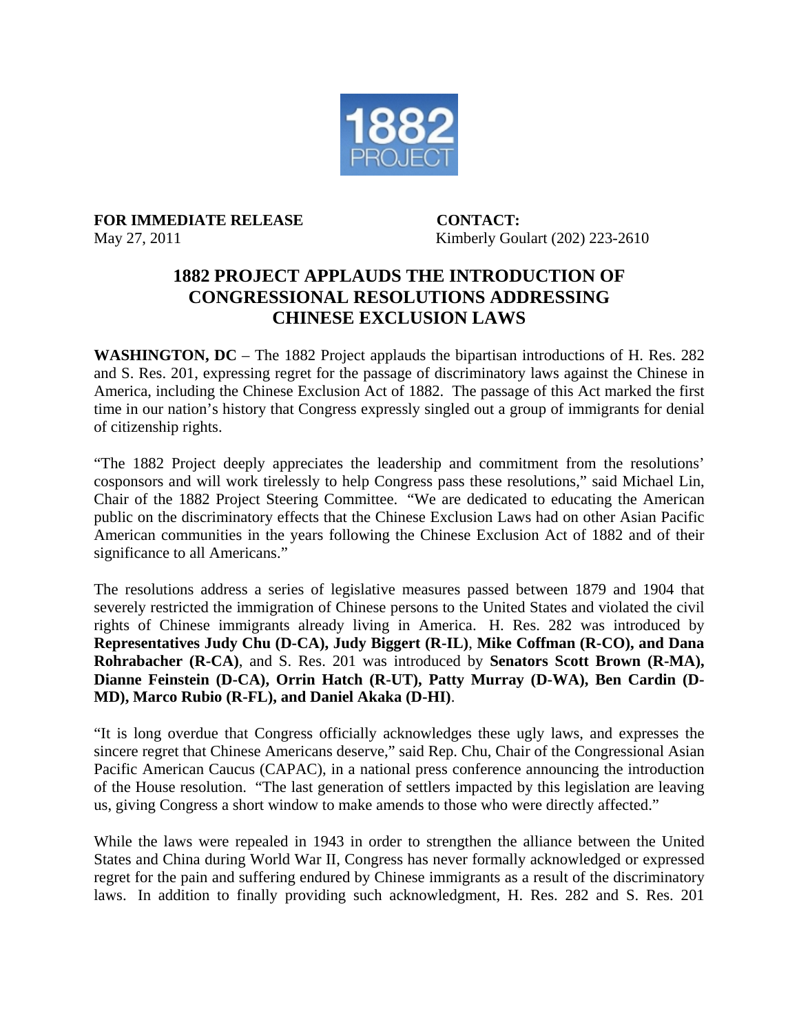1882 PROJECT

**FOR IMMEDIATE RELEASE**
May 27, 2011

**CONTACT:**
Kimberly Goulart (202) 223-2610

## 1882 PROJECT APPLAUDS THE INTRODUCTION OF CONGRESSIONAL RESOLUTIONS ADDRESSING CHINESE EXCLUSION LAWS

**WASHINGTON, DC** – The 1882 Project applauds the bipartisan introductions of H. Res. 282 and S. Res. 201, expressing regret for the passage of discriminatory laws against the Chinese in America, including the Chinese Exclusion Act of 1882. The passage of this Act marked the first time in our nation's history that Congress expressly singled out a group of immigrants for denial of citizenship rights.

"The 1882 Project deeply appreciates the leadership and commitment from the resolutions' cosponsors and will work tirelessly to help Congress pass these resolutions," said Michael Lin, Chair of the 1882 Project Steering Committee. "We are dedicated to educating the American public on the discriminatory effects that the Chinese Exclusion Laws had on other Asian Pacific American communities in the years following the Chinese Exclusion Act of 1882 and of their significance to all Americans."

The resolutions address a series of legislative measures passed between 1879 and 1904 that severely restricted the immigration of Chinese persons to the United States and violated the civil rights of Chinese immigrants already living in America. H. Res. 282 was introduced by **Representatives Judy Chu (D-CA), Judy Biggert (R-IL)**, **Mike Coffman (R-CO), and Dana Rohrabacher (R-CA)**, and S. Res. 201 was introduced by **Senators Scott Brown (R-MA), Dianne Feinstein (D-CA), Orrin Hatch (R-UT), Patty Murray (D-WA), Ben Cardin (D-MD), Marco Rubio (R-FL), and Daniel Akaka (D-HI)**.

"It is long overdue that Congress officially acknowledges these ugly laws, and expresses the sincere regret that Chinese Americans deserve," said Rep. Chu, Chair of the Congressional Asian Pacific American Caucus (CAPAC), in a national press conference announcing the introduction of the House resolution. "The last generation of settlers impacted by this legislation are leaving us, giving Congress a short window to make amends to those who were directly affected."

While the laws were repealed in 1943 in order to strengthen the alliance between the United States and China during World War II, Congress has never formally acknowledged or expressed regret for the pain and suffering endured by Chinese immigrants as a result of the discriminatory laws. In addition to finally providing such acknowledgment, H. Res. 282 and S. Res. 201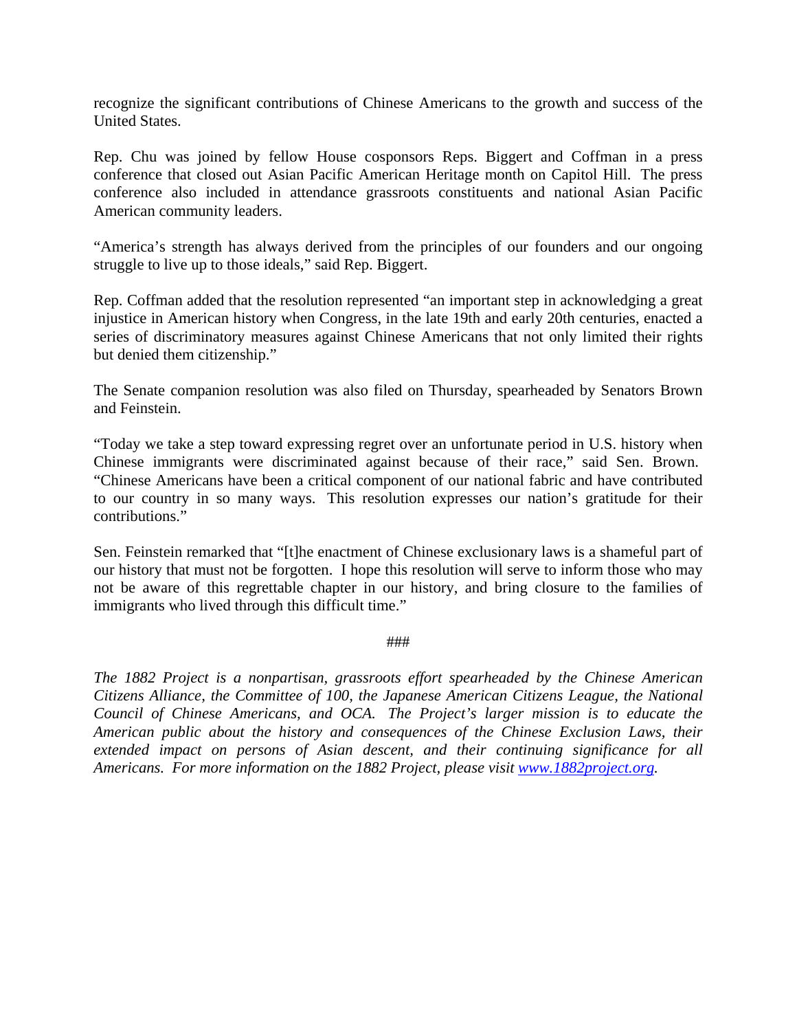recognize the significant contributions of Chinese Americans to the growth and success of the United States.

Rep. Chu was joined by fellow House cosponsors Reps. Biggert and Coffman in a press conference that closed out Asian Pacific American Heritage month on Capitol Hill. The press conference also included in attendance grassroots constituents and national Asian Pacific American community leaders.

"America's strength has always derived from the principles of our founders and our ongoing struggle to live up to those ideals," said Rep. Biggert.

Rep. Coffman added that the resolution represented "an important step in acknowledging a great injustice in American history when Congress, in the late 19th and early 20th centuries, enacted a series of discriminatory measures against Chinese Americans that not only limited their rights but denied them citizenship."

The Senate companion resolution was also filed on Thursday, spearheaded by Senators Brown and Feinstein.

"Today we take a step toward expressing regret over an unfortunate period in U.S. history when Chinese immigrants were discriminated against because of their race," said Sen. Brown. "Chinese Americans have been a critical component of our national fabric and have contributed to our country in so many ways. This resolution expresses our nation's gratitude for their contributions."

Sen. Feinstein remarked that "[t]he enactment of Chinese exclusionary laws is a shameful part of our history that must not be forgotten. I hope this resolution will serve to inform those who may not be aware of this regrettable chapter in our history, and bring closure to the families of immigrants who lived through this difficult time."

###

*The 1882 Project is a nonpartisan, grassroots effort spearheaded by the Chinese American Citizens Alliance, the Committee of 100, the Japanese American Citizens League, the National Council of Chinese Americans, and OCA. The Project's larger mission is to educate the American public about the history and consequences of the Chinese Exclusion Laws, their extended impact on persons of Asian descent, and their continuing significance for all Americans. For more information on the 1882 Project, please visit [www.1882project.org](http://www.1882project.org).*